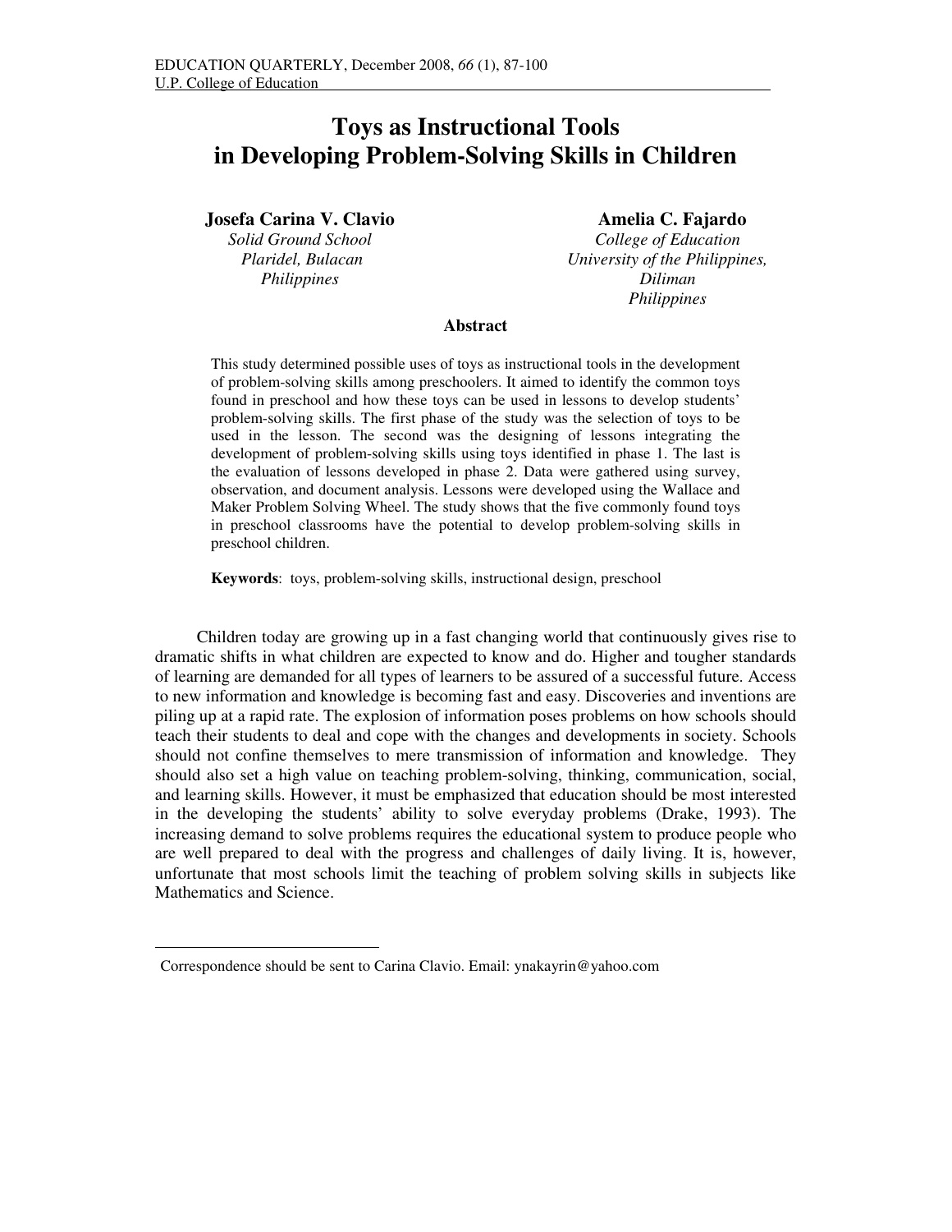# Toys as Instructional Tools in Developing Problem-Solving Skills in Children

**Josefa Carina V. Clavio**
*Solid Ground School*
*Plaridel, Bulacan*
*Philippines*

**Amelia C. Fajardo**
*College of Education*
*University of the Philippines,*
*Diliman*
*Philippines*

## Abstract

This study determined possible uses of toys as instructional tools in the development of problem-solving skills among preschoolers. It aimed to identify the common toys found in preschool and how these toys can be used in lessons to develop students' problem-solving skills. The first phase of the study was the selection of toys to be used in the lesson. The second was the designing of lessons integrating the development of problem-solving skills using toys identified in phase 1. The last is the evaluation of lessons developed in phase 2. Data were gathered using survey, observation, and document analysis. Lessons were developed using the Wallace and Maker Problem Solving Wheel. The study shows that the five commonly found toys in preschool classrooms have the potential to develop problem-solving skills in preschool children.

**Keywords**: toys, problem-solving skills, instructional design, preschool

Children today are growing up in a fast changing world that continuously gives rise to dramatic shifts in what children are expected to know and do. Higher and tougher standards of learning are demanded for all types of learners to be assured of a successful future. Access to new information and knowledge is becoming fast and easy. Discoveries and inventions are piling up at a rapid rate. The explosion of information poses problems on how schools should teach their students to deal and cope with the changes and developments in society. Schools should not confine themselves to mere transmission of information and knowledge. They should also set a high value on teaching problem-solving, thinking, communication, social, and learning skills. However, it must be emphasized that education should be most interested in the developing the students' ability to solve everyday problems (Drake, 1993). The increasing demand to solve problems requires the educational system to produce people who are well prepared to deal with the progress and challenges of daily living. It is, however, unfortunate that most schools limit the teaching of problem solving skills in subjects like Mathematics and Science.

---

Correspondence should be sent to Carina Clavio. Email: ynakayrin@yahoo.com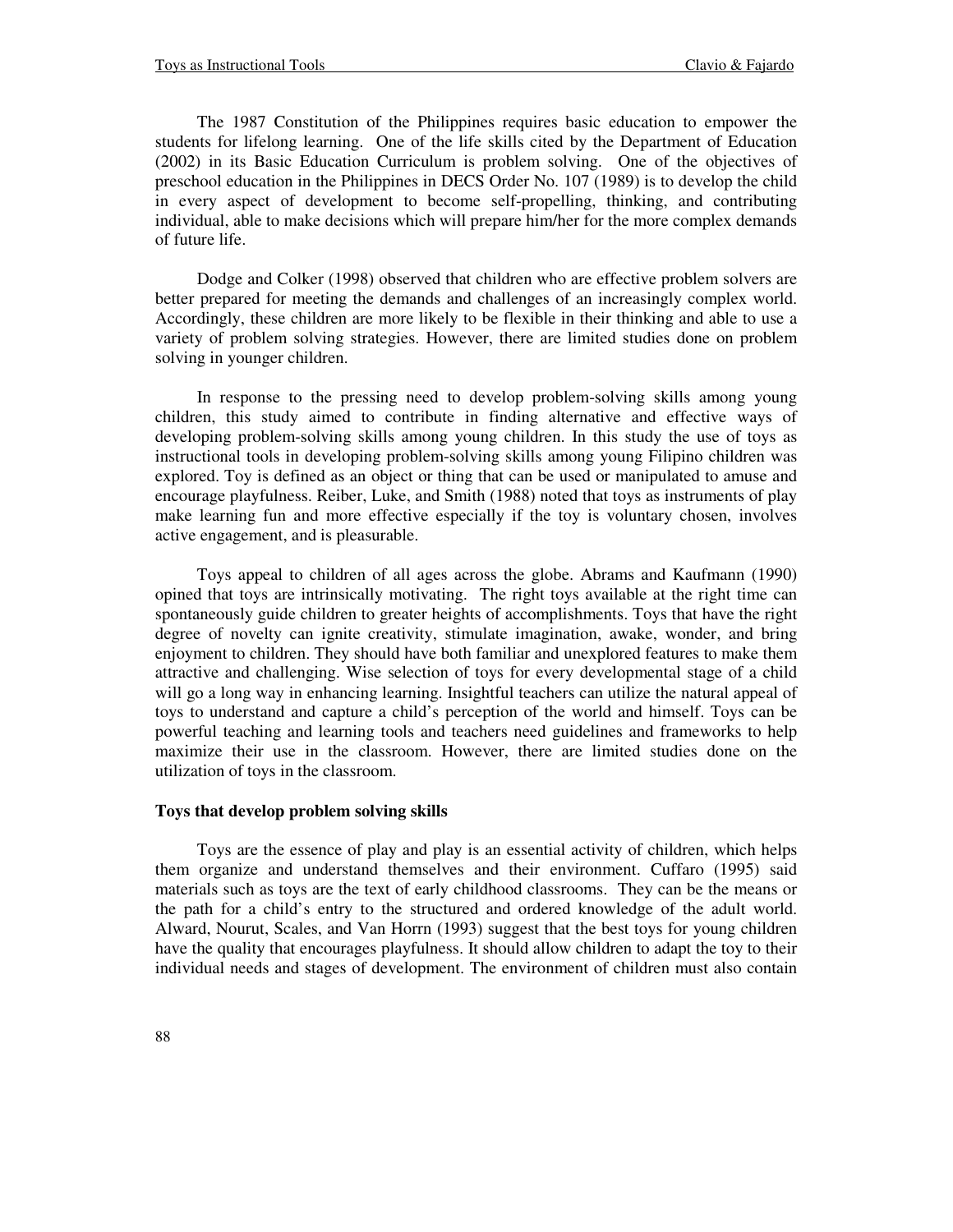The 1987 Constitution of the Philippines requires basic education to empower the students for lifelong learning. One of the life skills cited by the Department of Education (2002) in its Basic Education Curriculum is problem solving. One of the objectives of preschool education in the Philippines in DECS Order No. 107 (1989) is to develop the child in every aspect of development to become self-propelling, thinking, and contributing individual, able to make decisions which will prepare him/her for the more complex demands of future life.

Dodge and Colker (1998) observed that children who are effective problem solvers are better prepared for meeting the demands and challenges of an increasingly complex world. Accordingly, these children are more likely to be flexible in their thinking and able to use a variety of problem solving strategies. However, there are limited studies done on problem solving in younger children.

In response to the pressing need to develop problem-solving skills among young children, this study aimed to contribute in finding alternative and effective ways of developing problem-solving skills among young children. In this study the use of toys as instructional tools in developing problem-solving skills among young Filipino children was explored. Toy is defined as an object or thing that can be used or manipulated to amuse and encourage playfulness. Reiber, Luke, and Smith (1988) noted that toys as instruments of play make learning fun and more effective especially if the toy is voluntary chosen, involves active engagement, and is pleasurable.

Toys appeal to children of all ages across the globe. Abrams and Kaufmann (1990) opined that toys are intrinsically motivating. The right toys available at the right time can spontaneously guide children to greater heights of accomplishments. Toys that have the right degree of novelty can ignite creativity, stimulate imagination, awake, wonder, and bring enjoyment to children. They should have both familiar and unexplored features to make them attractive and challenging. Wise selection of toys for every developmental stage of a child will go a long way in enhancing learning. Insightful teachers can utilize the natural appeal of toys to understand and capture a child's perception of the world and himself. Toys can be powerful teaching and learning tools and teachers need guidelines and frameworks to help maximize their use in the classroom. However, there are limited studies done on the utilization of toys in the classroom.

**Toys that develop problem solving skills**

Toys are the essence of play and play is an essential activity of children, which helps them organize and understand themselves and their environment. Cuffaro (1995) said materials such as toys are the text of early childhood classrooms. They can be the means or the path for a child's entry to the structured and ordered knowledge of the adult world. Alward, Nourut, Scales, and Van Horrn (1993) suggest that the best toys for young children have the quality that encourages playfulness. It should allow children to adapt the toy to their individual needs and stages of development. The environment of children must also contain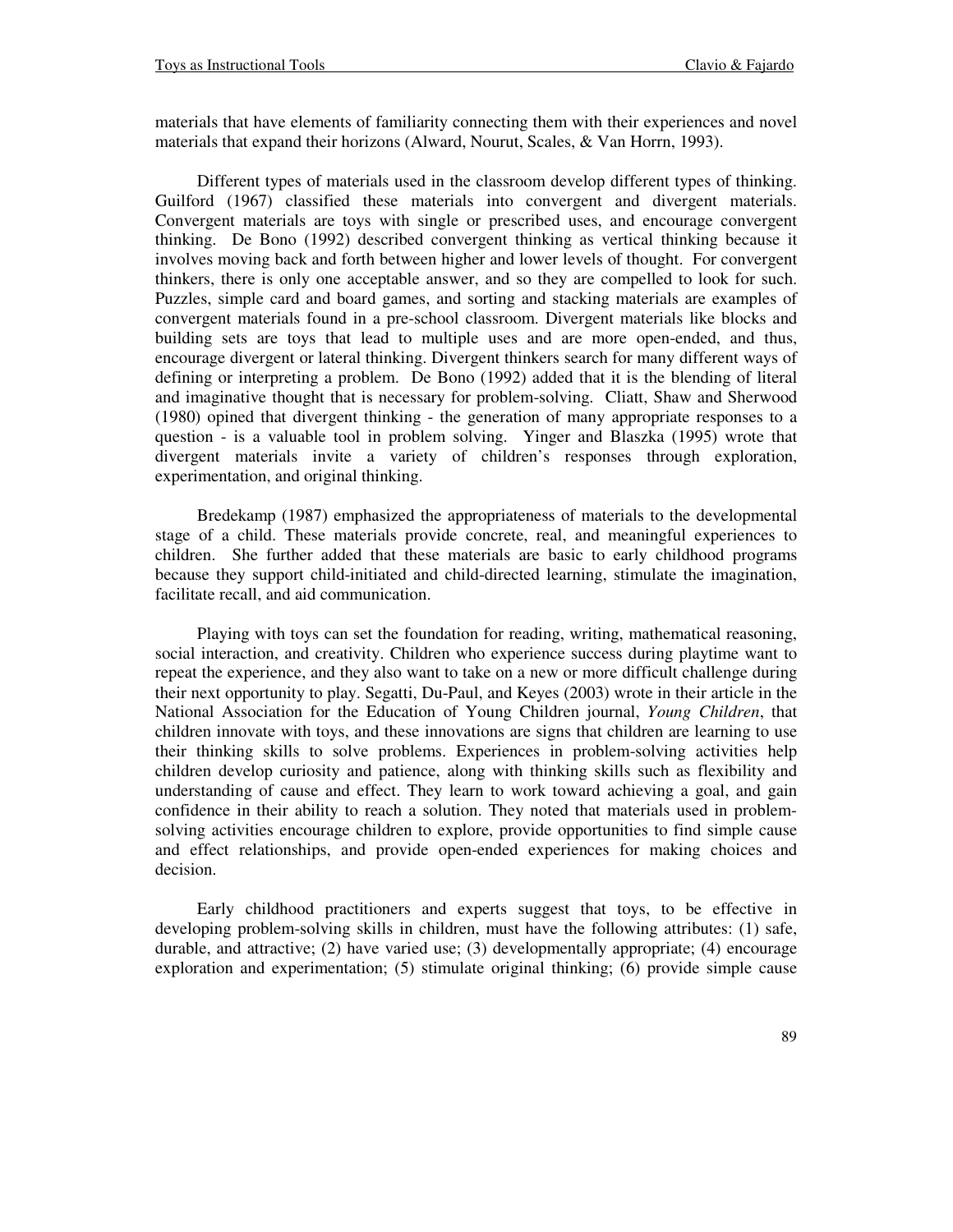materials that have elements of familiarity connecting them with their experiences and novel materials that expand their horizons (Alward, Nourut, Scales, & Van Horrn, 1993).

Different types of materials used in the classroom develop different types of thinking. Guilford (1967) classified these materials into convergent and divergent materials. Convergent materials are toys with single or prescribed uses, and encourage convergent thinking. De Bono (1992) described convergent thinking as vertical thinking because it involves moving back and forth between higher and lower levels of thought. For convergent thinkers, there is only one acceptable answer, and so they are compelled to look for such. Puzzles, simple card and board games, and sorting and stacking materials are examples of convergent materials found in a pre-school classroom. Divergent materials like blocks and building sets are toys that lead to multiple uses and are more open-ended, and thus, encourage divergent or lateral thinking. Divergent thinkers search for many different ways of defining or interpreting a problem. De Bono (1992) added that it is the blending of literal and imaginative thought that is necessary for problem-solving. Cliatt, Shaw and Sherwood (1980) opined that divergent thinking - the generation of many appropriate responses to a question - is a valuable tool in problem solving. Yinger and Blaszka (1995) wrote that divergent materials invite a variety of children's responses through exploration, experimentation, and original thinking.

Bredekamp (1987) emphasized the appropriateness of materials to the developmental stage of a child. These materials provide concrete, real, and meaningful experiences to children. She further added that these materials are basic to early childhood programs because they support child-initiated and child-directed learning, stimulate the imagination, facilitate recall, and aid communication.

Playing with toys can set the foundation for reading, writing, mathematical reasoning, social interaction, and creativity. Children who experience success during playtime want to repeat the experience, and they also want to take on a new or more difficult challenge during their next opportunity to play. Segatti, Du-Paul, and Keyes (2003) wrote in their article in the National Association for the Education of Young Children journal, *Young Children*, that children innovate with toys, and these innovations are signs that children are learning to use their thinking skills to solve problems. Experiences in problem-solving activities help children develop curiosity and patience, along with thinking skills such as flexibility and understanding of cause and effect. They learn to work toward achieving a goal, and gain confidence in their ability to reach a solution. They noted that materials used in problem-solving activities encourage children to explore, provide opportunities to find simple cause and effect relationships, and provide open-ended experiences for making choices and decision.

Early childhood practitioners and experts suggest that toys, to be effective in developing problem-solving skills in children, must have the following attributes: (1) safe, durable, and attractive; (2) have varied use; (3) developmentally appropriate; (4) encourage exploration and experimentation; (5) stimulate original thinking; (6) provide simple cause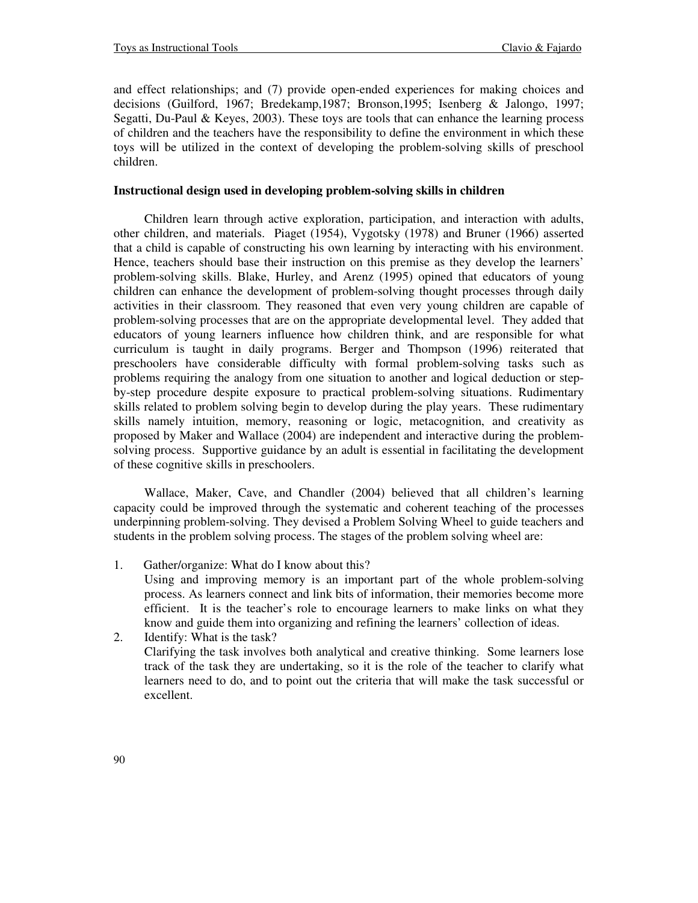and effect relationships; and (7) provide open-ended experiences for making choices and decisions (Guilford, 1967; Bredekamp,1987; Bronson,1995; Isenberg & Jalongo, 1997; Segatti, Du-Paul & Keyes, 2003). These toys are tools that can enhance the learning process of children and the teachers have the responsibility to define the environment in which these toys will be utilized in the context of developing the problem-solving skills of preschool children.

**Instructional design used in developing problem-solving skills in children**

Children learn through active exploration, participation, and interaction with adults, other children, and materials. Piaget (1954), Vygotsky (1978) and Bruner (1966) asserted that a child is capable of constructing his own learning by interacting with his environment. Hence, teachers should base their instruction on this premise as they develop the learners' problem-solving skills. Blake, Hurley, and Arenz (1995) opined that educators of young children can enhance the development of problem-solving thought processes through daily activities in their classroom. They reasoned that even very young children are capable of problem-solving processes that are on the appropriate developmental level. They added that educators of young learners influence how children think, and are responsible for what curriculum is taught in daily programs. Berger and Thompson (1996) reiterated that preschoolers have considerable difficulty with formal problem-solving tasks such as problems requiring the analogy from one situation to another and logical deduction or step-by-step procedure despite exposure to practical problem-solving situations. Rudimentary skills related to problem solving begin to develop during the play years. These rudimentary skills namely intuition, memory, reasoning or logic, metacognition, and creativity as proposed by Maker and Wallace (2004) are independent and interactive during the problem-solving process. Supportive guidance by an adult is essential in facilitating the development of these cognitive skills in preschoolers.

Wallace, Maker, Cave, and Chandler (2004) believed that all children's learning capacity could be improved through the systematic and coherent teaching of the processes underpinning problem-solving. They devised a Problem Solving Wheel to guide teachers and students in the problem solving process. The stages of the problem solving wheel are:

1. Gather/organize: What do I know about this?
   Using and improving memory is an important part of the whole problem-solving process. As learners connect and link bits of information, their memories become more efficient. It is the teacher's role to encourage learners to make links on what they know and guide them into organizing and refining the learners' collection of ideas.
2. Identify: What is the task?
   Clarifying the task involves both analytical and creative thinking. Some learners lose track of the task they are undertaking, so it is the role of the teacher to clarify what learners need to do, and to point out the criteria that will make the task successful or excellent.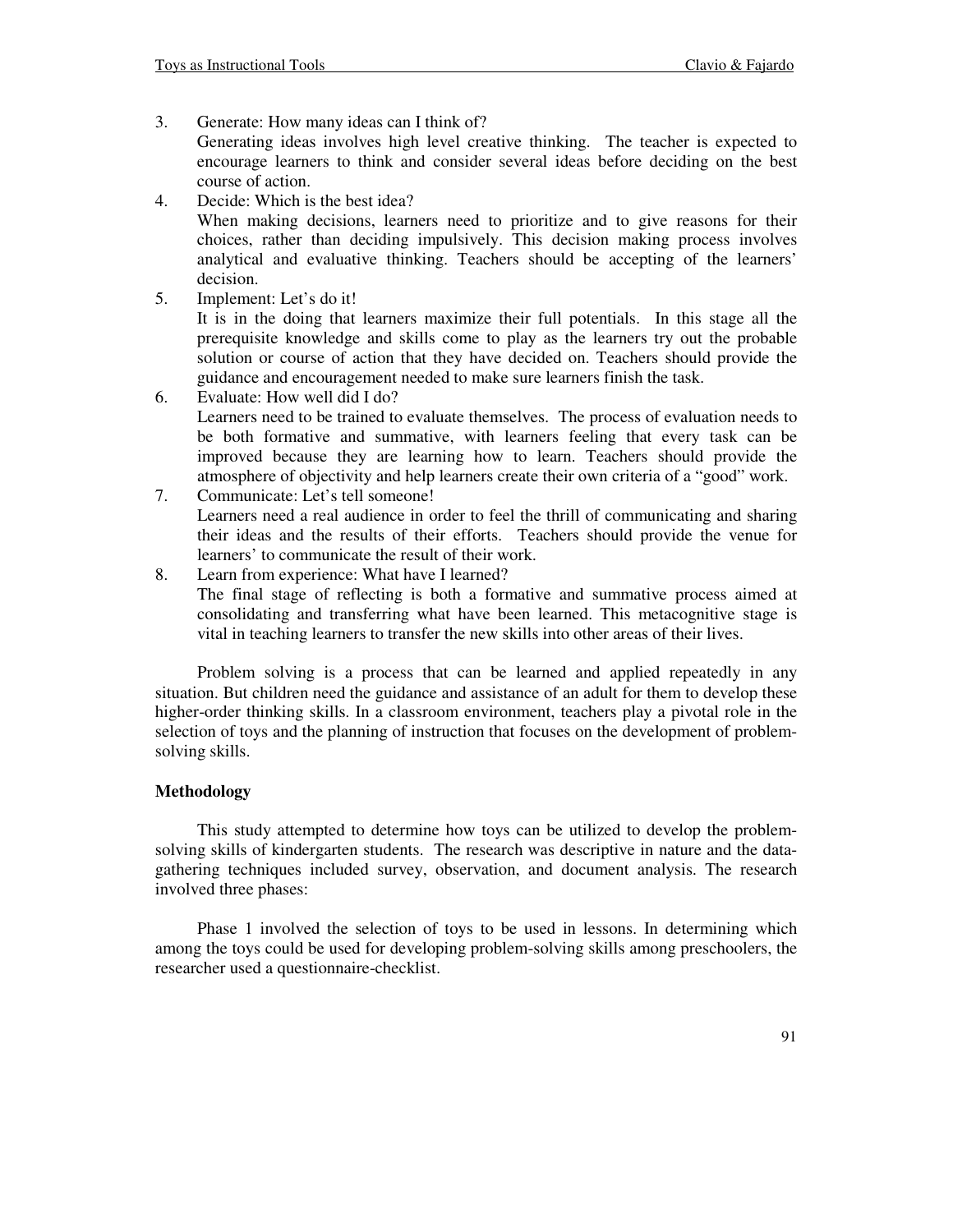3. Generate: How many ideas can I think of?
   Generating ideas involves high level creative thinking. The teacher is expected to encourage learners to think and consider several ideas before deciding on the best course of action.
4. Decide: Which is the best idea?
   When making decisions, learners need to prioritize and to give reasons for their choices, rather than deciding impulsively. This decision making process involves analytical and evaluative thinking. Teachers should be accepting of the learners' decision.
5. Implement: Let's do it!
   It is in the doing that learners maximize their full potentials. In this stage all the prerequisite knowledge and skills come to play as the learners try out the probable solution or course of action that they have decided on. Teachers should provide the guidance and encouragement needed to make sure learners finish the task.
6. Evaluate: How well did I do?
   Learners need to be trained to evaluate themselves. The process of evaluation needs to be both formative and summative, with learners feeling that every task can be improved because they are learning how to learn. Teachers should provide the atmosphere of objectivity and help learners create their own criteria of a "good" work.
7. Communicate: Let's tell someone!
   Learners need a real audience in order to feel the thrill of communicating and sharing their ideas and the results of their efforts. Teachers should provide the venue for learners' to communicate the result of their work.
8. Learn from experience: What have I learned?
   The final stage of reflecting is both a formative and summative process aimed at consolidating and transferring what have been learned. This metacognitive stage is vital in teaching learners to transfer the new skills into other areas of their lives.

Problem solving is a process that can be learned and applied repeatedly in any situation. But children need the guidance and assistance of an adult for them to develop these higher-order thinking skills. In a classroom environment, teachers play a pivotal role in the selection of toys and the planning of instruction that focuses on the development of problem-solving skills.

**Methodology**

This study attempted to determine how toys can be utilized to develop the problem-solving skills of kindergarten students. The research was descriptive in nature and the data-gathering techniques included survey, observation, and document analysis. The research involved three phases:

Phase 1 involved the selection of toys to be used in lessons. In determining which among the toys could be used for developing problem-solving skills among preschoolers, the researcher used a questionnaire-checklist.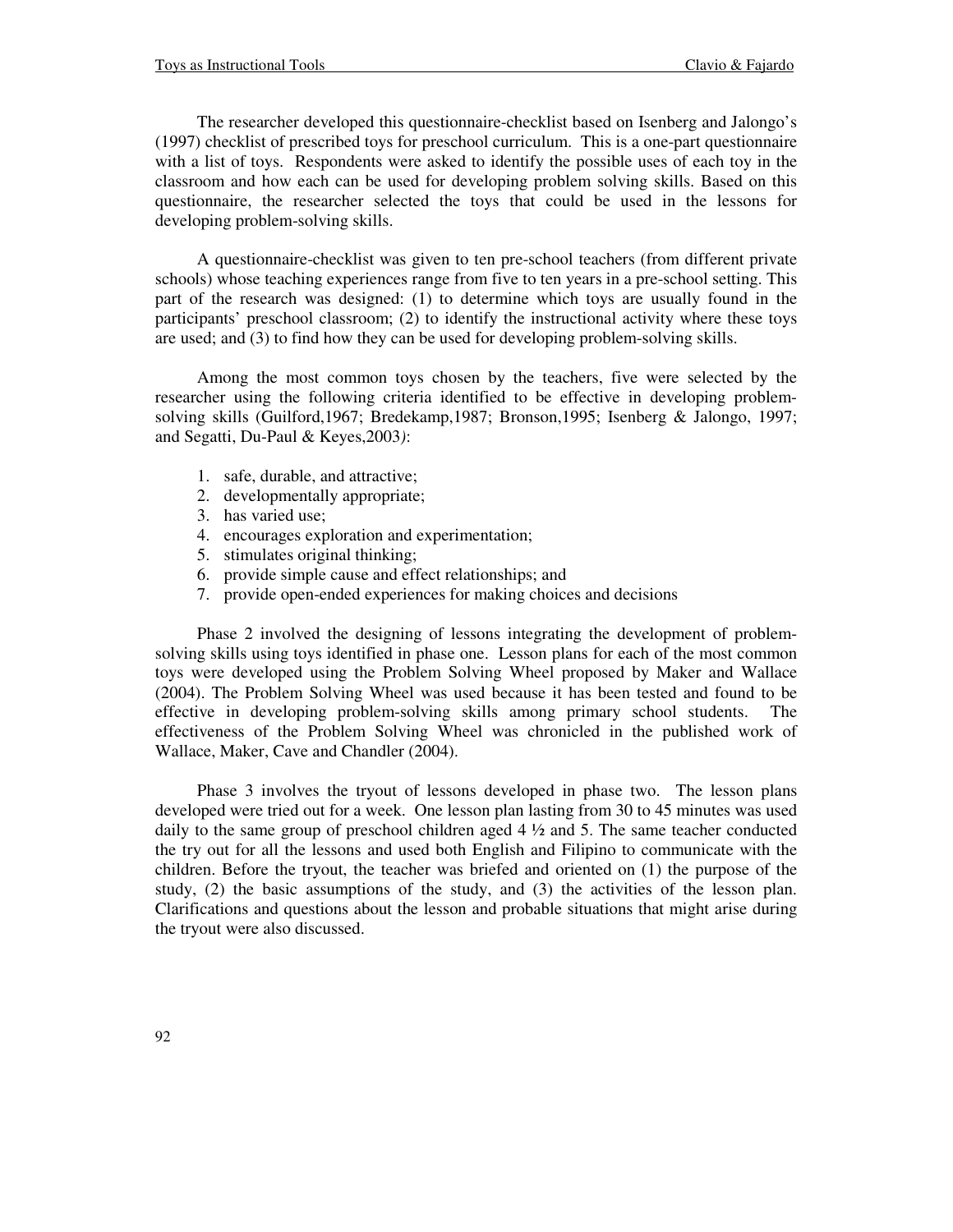The researcher developed this questionnaire-checklist based on Isenberg and Jalongo's (1997) checklist of prescribed toys for preschool curriculum. This is a one-part questionnaire with a list of toys. Respondents were asked to identify the possible uses of each toy in the classroom and how each can be used for developing problem solving skills. Based on this questionnaire, the researcher selected the toys that could be used in the lessons for developing problem-solving skills.

A questionnaire-checklist was given to ten pre-school teachers (from different private schools) whose teaching experiences range from five to ten years in a pre-school setting. This part of the research was designed: (1) to determine which toys are usually found in the participants' preschool classroom; (2) to identify the instructional activity where these toys are used; and (3) to find how they can be used for developing problem-solving skills.

Among the most common toys chosen by the teachers, five were selected by the researcher using the following criteria identified to be effective in developing problem-solving skills (Guilford,1967; Bredekamp,1987; Bronson,1995; Isenberg & Jalongo, 1997; and Segatti, Du-Paul & Keyes,2003*)*:

1. safe, durable, and attractive;
2. developmentally appropriate;
3. has varied use;
4. encourages exploration and experimentation;
5. stimulates original thinking;
6. provide simple cause and effect relationships; and
7. provide open-ended experiences for making choices and decisions

Phase 2 involved the designing of lessons integrating the development of problem-solving skills using toys identified in phase one. Lesson plans for each of the most common toys were developed using the Problem Solving Wheel proposed by Maker and Wallace (2004). The Problem Solving Wheel was used because it has been tested and found to be effective in developing problem-solving skills among primary school students. The effectiveness of the Problem Solving Wheel was chronicled in the published work of Wallace, Maker, Cave and Chandler (2004).

Phase 3 involves the tryout of lessons developed in phase two. The lesson plans developed were tried out for a week. One lesson plan lasting from 30 to 45 minutes was used daily to the same group of preschool children aged 4 ½ and 5. The same teacher conducted the try out for all the lessons and used both English and Filipino to communicate with the children. Before the tryout, the teacher was briefed and oriented on (1) the purpose of the study, (2) the basic assumptions of the study, and (3) the activities of the lesson plan. Clarifications and questions about the lesson and probable situations that might arise during the tryout were also discussed.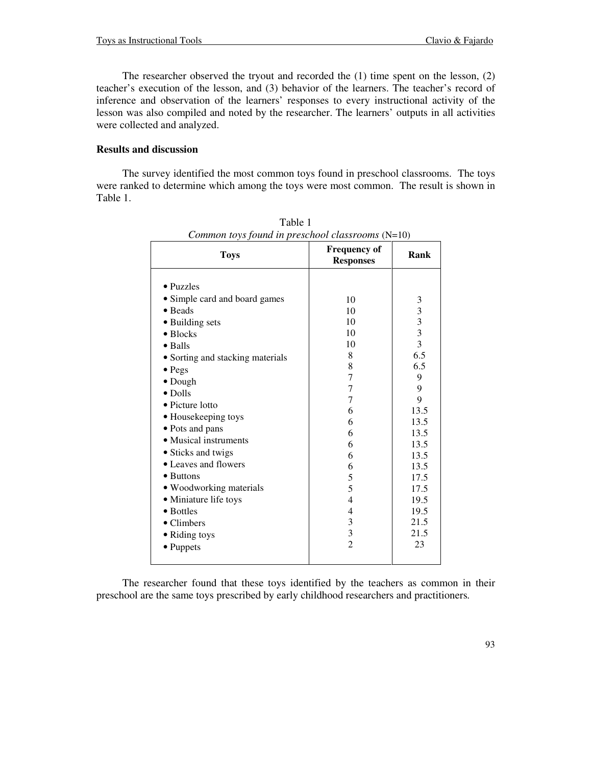The researcher observed the tryout and recorded the (1) time spent on the lesson, (2) teacher's execution of the lesson, and (3) behavior of the learners. The teacher's record of inference and observation of the learners' responses to every instructional activity of the lesson was also compiled and noted by the researcher. The learners' outputs in all activities were collected and analyzed.

## Results and discussion

The survey identified the most common toys found in preschool classrooms. The toys were ranked to determine which among the toys were most common. The result is shown in Table 1.

Table 1
*Common toys found in preschool classrooms* (N=10)

| Toys | Frequency of Responses | Rank |
|---|---|---|
| • Puzzles | 10 | 3 |
| • Simple card and board games | 10 | 3 |
| • Beads | 10 | 3 |
| • Building sets | 10 | 3 |
| • Blocks | 10 | 3 |
| • Balls | 8 | 6.5 |
| • Sorting and stacking materials | 8 | 6.5 |
| • Pegs | 7 | 9 |
| • Dough | 7 | 9 |
| • Dolls | 7 | 9 |
| • Picture lotto | 6 | 13.5 |
| • Housekeeping toys | 6 | 13.5 |
| • Pots and pans | 6 | 13.5 |
| • Musical instruments | 6 | 13.5 |
| • Sticks and twigs | 6 | 13.5 |
| • Leaves and flowers | 6 | 13.5 |
| • Buttons | 5 | 17.5 |
| • Woodworking materials | 5 | 17.5 |
| • Miniature life toys | 4 | 19.5 |
| • Bottles | 4 | 19.5 |
| • Climbers | 3 | 21.5 |
| • Riding toys | 3 | 21.5 |
| • Puppets | 2 | 23 |

The researcher found that these toys identified by the teachers as common in their preschool are the same toys prescribed by early childhood researchers and practitioners.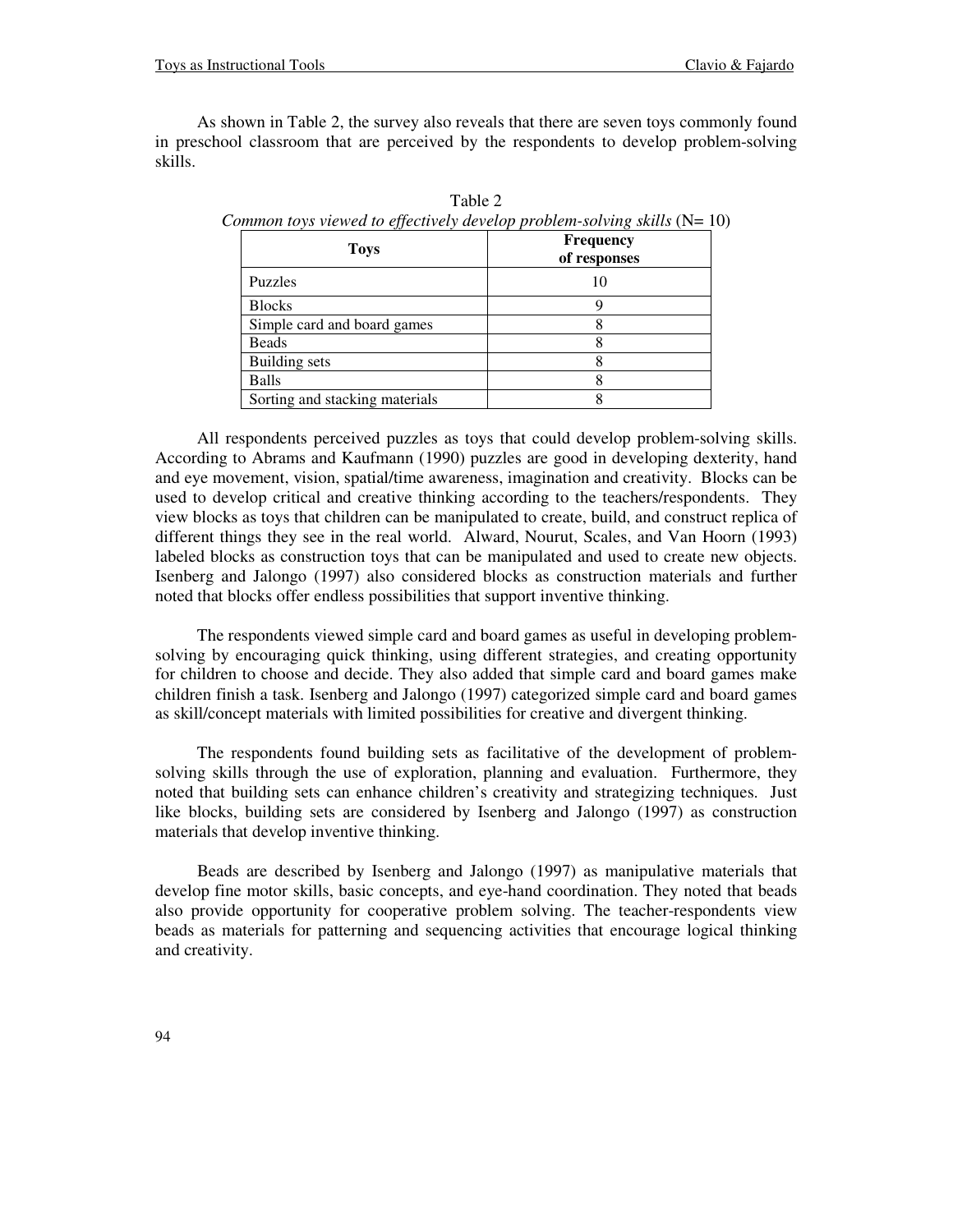As shown in Table 2, the survey also reveals that there are seven toys commonly found in preschool classroom that are perceived by the respondents to develop problem-solving skills.

Table 2
*Common toys viewed to effectively develop problem-solving skills* (N= 10)

| Toys | Frequency of responses |
|---|---|
| Puzzles | 10 |
| Blocks | 9 |
| Simple card and board games | 8 |
| Beads | 8 |
| Building sets | 8 |
| Balls | 8 |
| Sorting and stacking materials | 8 |

All respondents perceived puzzles as toys that could develop problem-solving skills. According to Abrams and Kaufmann (1990) puzzles are good in developing dexterity, hand and eye movement, vision, spatial/time awareness, imagination and creativity. Blocks can be used to develop critical and creative thinking according to the teachers/respondents. They view blocks as toys that children can be manipulated to create, build, and construct replica of different things they see in the real world. Alward, Nourut, Scales, and Van Hoorn (1993) labeled blocks as construction toys that can be manipulated and used to create new objects. Isenberg and Jalongo (1997) also considered blocks as construction materials and further noted that blocks offer endless possibilities that support inventive thinking.

The respondents viewed simple card and board games as useful in developing problem-solving by encouraging quick thinking, using different strategies, and creating opportunity for children to choose and decide. They also added that simple card and board games make children finish a task. Isenberg and Jalongo (1997) categorized simple card and board games as skill/concept materials with limited possibilities for creative and divergent thinking.

The respondents found building sets as facilitative of the development of problem-solving skills through the use of exploration, planning and evaluation. Furthermore, they noted that building sets can enhance children's creativity and strategizing techniques. Just like blocks, building sets are considered by Isenberg and Jalongo (1997) as construction materials that develop inventive thinking.

Beads are described by Isenberg and Jalongo (1997) as manipulative materials that develop fine motor skills, basic concepts, and eye-hand coordination. They noted that beads also provide opportunity for cooperative problem solving. The teacher-respondents view beads as materials for patterning and sequencing activities that encourage logical thinking and creativity.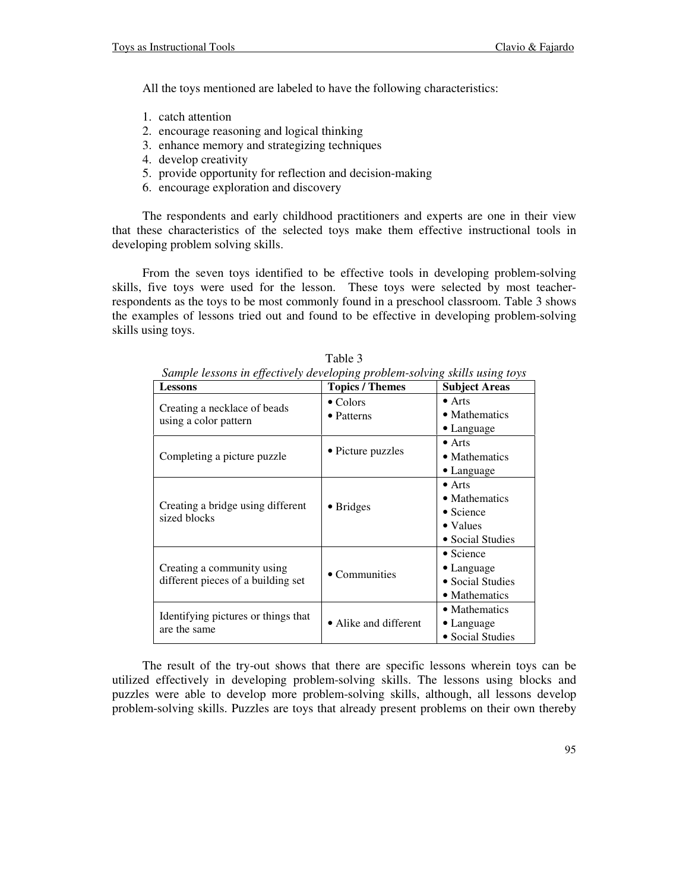All the toys mentioned are labeled to have the following characteristics:

1. catch attention
2. encourage reasoning and logical thinking
3. enhance memory and strategizing techniques
4. develop creativity
5. provide opportunity for reflection and decision-making
6. encourage exploration and discovery

The respondents and early childhood practitioners and experts are one in their view that these characteristics of the selected toys make them effective instructional tools in developing problem solving skills.

From the seven toys identified to be effective tools in developing problem-solving skills, five toys were used for the lesson. These toys were selected by most teacher-respondents as the toys to be most commonly found in a preschool classroom. Table 3 shows the examples of lessons tried out and found to be effective in developing problem-solving skills using toys.

Table 3
*Sample lessons in effectively developing problem-solving skills using toys*

| Lessons | Topics / Themes | Subject Areas |
|---|---|---|
| Creating a necklace of beads using a color pattern | • Colors<br>• Patterns | • Arts<br>• Mathematics<br>• Language |
| Completing a picture puzzle | • Picture puzzles | • Arts<br>• Mathematics<br>• Language |
| Creating a bridge using different sized blocks | • Bridges | • Arts<br>• Mathematics<br>• Science<br>• Values<br>• Social Studies |
| Creating a community using different pieces of a building set | • Communities | • Science<br>• Language<br>• Social Studies<br>• Mathematics |
| Identifying pictures or things that are the same | • Alike and different | • Mathematics<br>• Language<br>• Social Studies |

The result of the try-out shows that there are specific lessons wherein toys can be utilized effectively in developing problem-solving skills. The lessons using blocks and puzzles were able to develop more problem-solving skills, although, all lessons develop problem-solving skills. Puzzles are toys that already present problems on their own thereby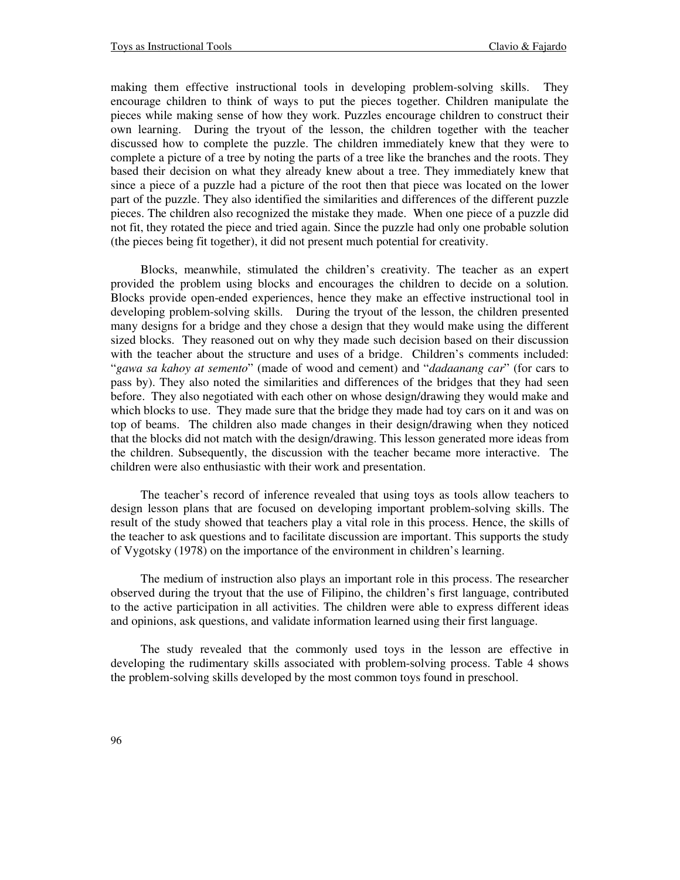making them effective instructional tools in developing problem-solving skills. They encourage children to think of ways to put the pieces together. Children manipulate the pieces while making sense of how they work. Puzzles encourage children to construct their own learning. During the tryout of the lesson, the children together with the teacher discussed how to complete the puzzle. The children immediately knew that they were to complete a picture of a tree by noting the parts of a tree like the branches and the roots. They based their decision on what they already knew about a tree. They immediately knew that since a piece of a puzzle had a picture of the root then that piece was located on the lower part of the puzzle. They also identified the similarities and differences of the different puzzle pieces. The children also recognized the mistake they made. When one piece of a puzzle did not fit, they rotated the piece and tried again. Since the puzzle had only one probable solution (the pieces being fit together), it did not present much potential for creativity.

Blocks, meanwhile, stimulated the children's creativity. The teacher as an expert provided the problem using blocks and encourages the children to decide on a solution. Blocks provide open-ended experiences, hence they make an effective instructional tool in developing problem-solving skills. During the tryout of the lesson, the children presented many designs for a bridge and they chose a design that they would make using the different sized blocks. They reasoned out on why they made such decision based on their discussion with the teacher about the structure and uses of a bridge. Children's comments included: "*gawa sa kahoy at semento*" (made of wood and cement) and "*dadaanang car*" (for cars to pass by). They also noted the similarities and differences of the bridges that they had seen before. They also negotiated with each other on whose design/drawing they would make and which blocks to use. They made sure that the bridge they made had toy cars on it and was on top of beams. The children also made changes in their design/drawing when they noticed that the blocks did not match with the design/drawing. This lesson generated more ideas from the children. Subsequently, the discussion with the teacher became more interactive. The children were also enthusiastic with their work and presentation.

The teacher's record of inference revealed that using toys as tools allow teachers to design lesson plans that are focused on developing important problem-solving skills. The result of the study showed that teachers play a vital role in this process. Hence, the skills of the teacher to ask questions and to facilitate discussion are important. This supports the study of Vygotsky (1978) on the importance of the environment in children's learning.

The medium of instruction also plays an important role in this process. The researcher observed during the tryout that the use of Filipino, the children's first language, contributed to the active participation in all activities. The children were able to express different ideas and opinions, ask questions, and validate information learned using their first language.

The study revealed that the commonly used toys in the lesson are effective in developing the rudimentary skills associated with problem-solving process. Table 4 shows the problem-solving skills developed by the most common toys found in preschool.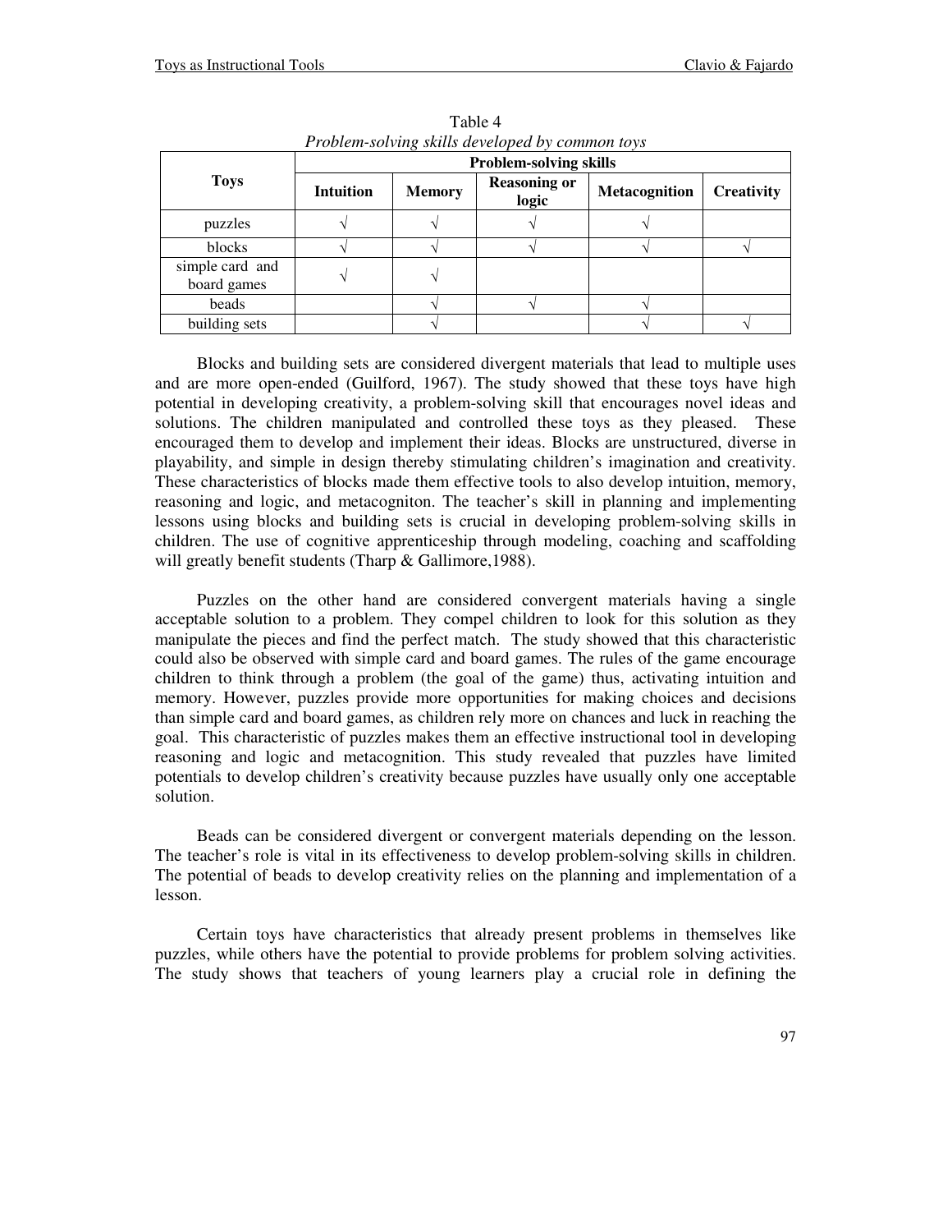Table 4
*Problem-solving skills developed by common toys*

| Toys | Problem-solving skills | | | | |
|---|---|---|---|---|---|
| | Intuition | Memory | Reasoning or logic | Metacognition | Creativity |
| puzzles | √ | √ | √ | √ | |
| blocks | √ | √ | √ | √ | √ |
| simple card and board games | √ | √ | | | |
| beads | | √ | √ | √ | |
| building sets | | √ | | √ | √ |

Blocks and building sets are considered divergent materials that lead to multiple uses and are more open-ended (Guilford, 1967). The study showed that these toys have high potential in developing creativity, a problem-solving skill that encourages novel ideas and solutions. The children manipulated and controlled these toys as they pleased. These encouraged them to develop and implement their ideas. Blocks are unstructured, diverse in playability, and simple in design thereby stimulating children's imagination and creativity. These characteristics of blocks made them effective tools to also develop intuition, memory, reasoning and logic, and metacogniton. The teacher's skill in planning and implementing lessons using blocks and building sets is crucial in developing problem-solving skills in children. The use of cognitive apprenticeship through modeling, coaching and scaffolding will greatly benefit students (Tharp & Gallimore,1988).

Puzzles on the other hand are considered convergent materials having a single acceptable solution to a problem. They compel children to look for this solution as they manipulate the pieces and find the perfect match. The study showed that this characteristic could also be observed with simple card and board games. The rules of the game encourage children to think through a problem (the goal of the game) thus, activating intuition and memory. However, puzzles provide more opportunities for making choices and decisions than simple card and board games, as children rely more on chances and luck in reaching the goal. This characteristic of puzzles makes them an effective instructional tool in developing reasoning and logic and metacognition. This study revealed that puzzles have limited potentials to develop children's creativity because puzzles have usually only one acceptable solution.

Beads can be considered divergent or convergent materials depending on the lesson. The teacher's role is vital in its effectiveness to develop problem-solving skills in children. The potential of beads to develop creativity relies on the planning and implementation of a lesson.

Certain toys have characteristics that already present problems in themselves like puzzles, while others have the potential to provide problems for problem solving activities. The study shows that teachers of young learners play a crucial role in defining the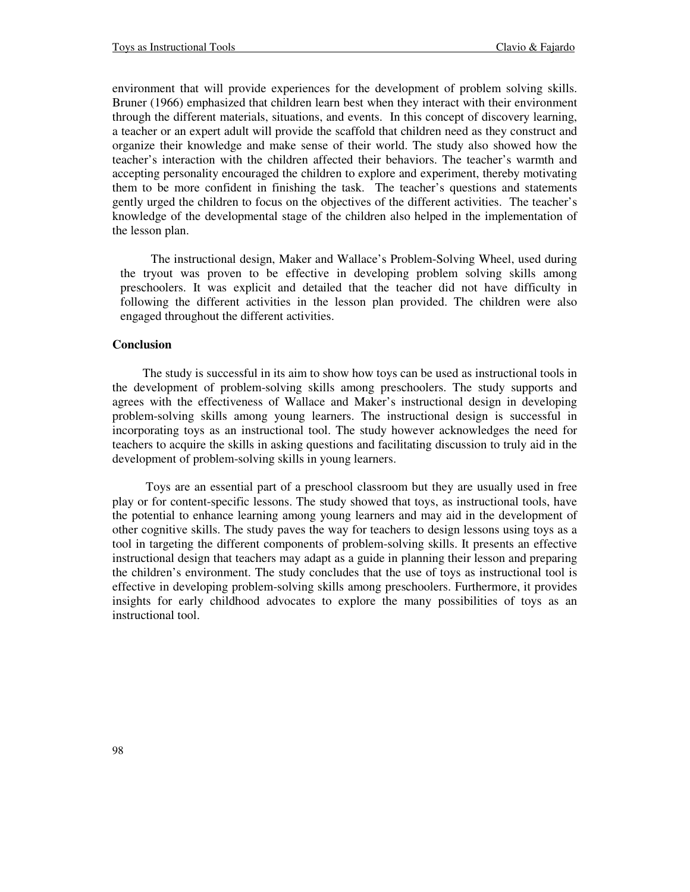environment that will provide experiences for the development of problem solving skills. Bruner (1966) emphasized that children learn best when they interact with their environment through the different materials, situations, and events. In this concept of discovery learning, a teacher or an expert adult will provide the scaffold that children need as they construct and organize their knowledge and make sense of their world. The study also showed how the teacher's interaction with the children affected their behaviors. The teacher's warmth and accepting personality encouraged the children to explore and experiment, thereby motivating them to be more confident in finishing the task. The teacher's questions and statements gently urged the children to focus on the objectives of the different activities. The teacher's knowledge of the developmental stage of the children also helped in the implementation of the lesson plan.

The instructional design, Maker and Wallace's Problem-Solving Wheel, used during the tryout was proven to be effective in developing problem solving skills among preschoolers. It was explicit and detailed that the teacher did not have difficulty in following the different activities in the lesson plan provided. The children were also engaged throughout the different activities.

**Conclusion**

The study is successful in its aim to show how toys can be used as instructional tools in the development of problem-solving skills among preschoolers. The study supports and agrees with the effectiveness of Wallace and Maker's instructional design in developing problem-solving skills among young learners. The instructional design is successful in incorporating toys as an instructional tool. The study however acknowledges the need for teachers to acquire the skills in asking questions and facilitating discussion to truly aid in the development of problem-solving skills in young learners.

Toys are an essential part of a preschool classroom but they are usually used in free play or for content-specific lessons. The study showed that toys, as instructional tools, have the potential to enhance learning among young learners and may aid in the development of other cognitive skills. The study paves the way for teachers to design lessons using toys as a tool in targeting the different components of problem-solving skills. It presents an effective instructional design that teachers may adapt as a guide in planning their lesson and preparing the children's environment. The study concludes that the use of toys as instructional tool is effective in developing problem-solving skills among preschoolers. Furthermore, it provides insights for early childhood advocates to explore the many possibilities of toys as an instructional tool.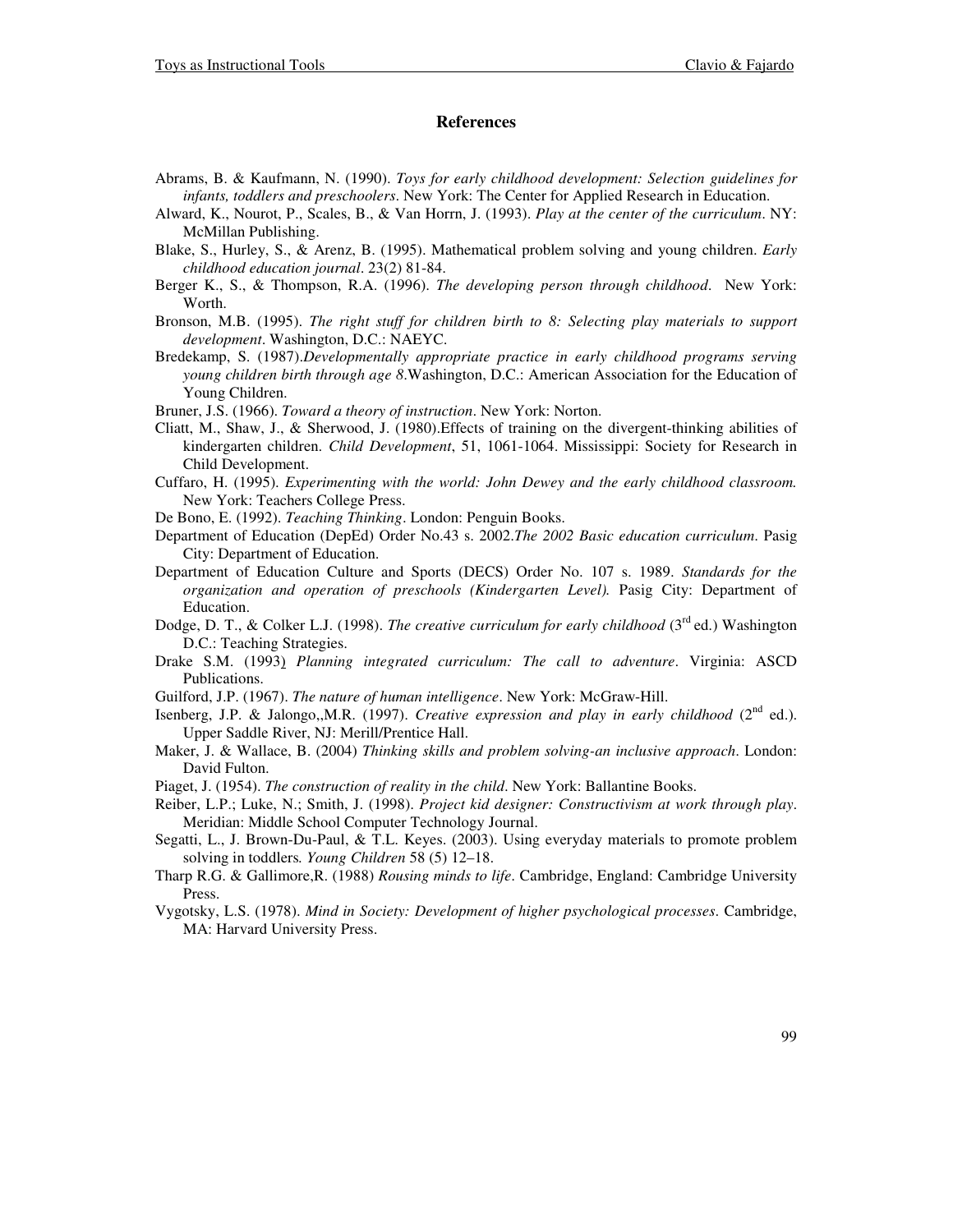## References

Abrams, B. & Kaufmann, N. (1990). *Toys for early childhood development: Selection guidelines for infants, toddlers and preschoolers*. New York: The Center for Applied Research in Education.

Alward, K., Nourot, P., Scales, B., & Van Horrn, J. (1993). *Play at the center of the curriculum*. NY: McMillan Publishing.

Blake, S., Hurley, S., & Arenz, B. (1995). Mathematical problem solving and young children. *Early childhood education journal*. 23(2) 81-84.

Berger K., S., & Thompson, R.A. (1996). *The developing person through childhood*. New York: Worth.

Bronson, M.B. (1995). *The right stuff for children birth to 8: Selecting play materials to support development*. Washington, D.C.: NAEYC.

Bredekamp, S. (1987).*Developmentally appropriate practice in early childhood programs serving young children birth through age 8*.Washington, D.C.: American Association for the Education of Young Children.

Bruner, J.S. (1966). *Toward a theory of instruction*. New York: Norton.

Cliatt, M., Shaw, J., & Sherwood, J. (1980).Effects of training on the divergent-thinking abilities of kindergarten children. *Child Development*, 51, 1061-1064. Mississippi: Society for Research in Child Development.

Cuffaro, H. (1995). *Experimenting with the world: John Dewey and the early childhood classroom.* New York: Teachers College Press.

De Bono, E. (1992). *Teaching Thinking*. London: Penguin Books.

Department of Education (DepEd) Order No.43 s. 2002.*The 2002 Basic education curriculum*. Pasig City: Department of Education.

Department of Education Culture and Sports (DECS) Order No. 107 s. 1989. *Standards for the organization and operation of preschools (Kindergarten Level).* Pasig City: Department of Education.

Dodge, D. T., & Colker L.J. (1998). *The creative curriculum for early childhood* (3rd ed.) Washington D.C.: Teaching Strategies.

Drake S.M. (1993) *Planning integrated curriculum: The call to adventure*. Virginia: ASCD Publications.

Guilford, J.P. (1967). *The nature of human intelligence*. New York: McGraw-Hill.

Isenberg, J.P. & Jalongo,,M.R. (1997). *Creative expression and play in early childhood* (2nd ed.). Upper Saddle River, NJ: Merill/Prentice Hall.

Maker, J. & Wallace, B. (2004) *Thinking skills and problem solving-an inclusive approach*. London: David Fulton.

Piaget, J. (1954). *The construction of reality in the child*. New York: Ballantine Books.

Reiber, L.P.; Luke, N.; Smith, J. (1998). *Project kid designer: Constructivism at work through play*. Meridian: Middle School Computer Technology Journal.

Segatti, L., J. Brown-Du-Paul, & T.L. Keyes. (2003). Using everyday materials to promote problem solving in toddlers*. Young Children* 58 (5) 12–18.

Tharp R.G. & Gallimore,R. (1988) *Rousing minds to life*. Cambridge, England: Cambridge University Press.

Vygotsky, L.S. (1978). *Mind in Society: Development of higher psychological processes*. Cambridge, MA: Harvard University Press.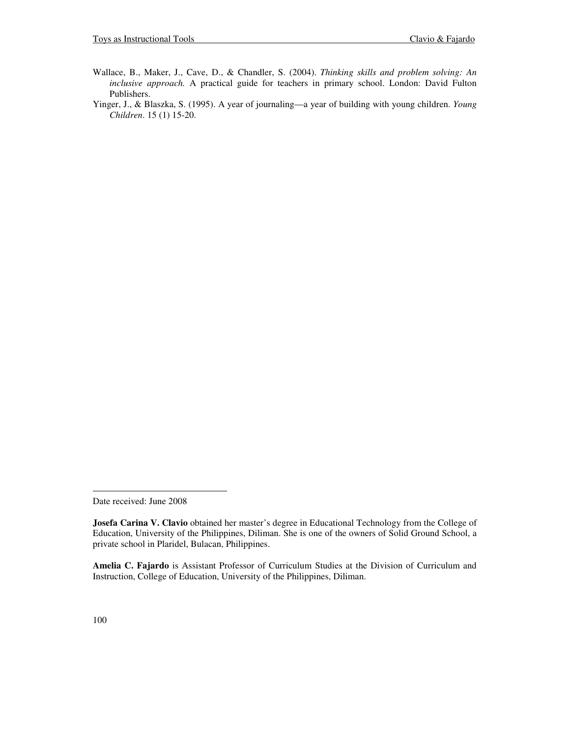Wallace, B., Maker, J., Cave, D., & Chandler, S. (2004). *Thinking skills and problem solving: An inclusive approach.* A practical guide for teachers in primary school. London: David Fulton Publishers.

Yinger, J., & Blaszka, S. (1995). A year of journaling—a year of building with young children. *Young Children*. 15 (1) 15-20.

---

Date received: June 2008

**Josefa Carina V. Clavio** obtained her master's degree in Educational Technology from the College of Education, University of the Philippines, Diliman. She is one of the owners of Solid Ground School, a private school in Plaridel, Bulacan, Philippines.

**Amelia C. Fajardo** is Assistant Professor of Curriculum Studies at the Division of Curriculum and Instruction, College of Education, University of the Philippines, Diliman.